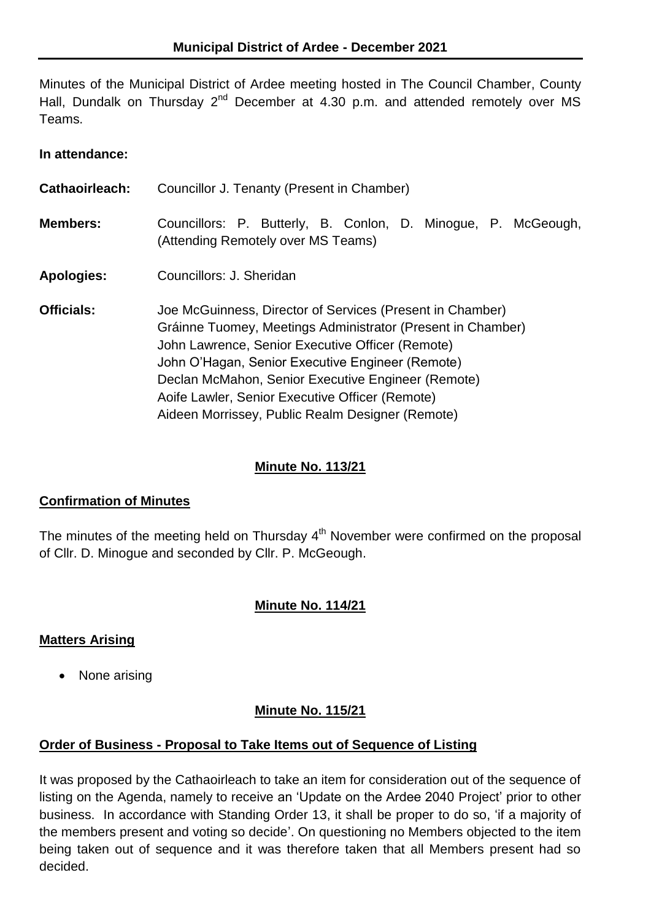# Municipal District of Ardee - December 2021

Minutes of the Municipal District of Ardee meeting hosted in The Council Chamber, County Hall, Dundalk on Thursday 2nd December at 4.30 p.m. and attended remotely over MS Teams.

**In attendance:**

**Cathaoirleach:** Councillor J. Tenanty (Present in Chamber)

**Members:** Councillors: P. Butterly, B. Conlon, D. Minogue, P. McGeough, (Attending Remotely over MS Teams)

**Apologies:** Councillors: J. Sheridan

**Officials:** Joe McGuinness, Director of Services (Present in Chamber)
Gráinne Tuomey, Meetings Administrator (Present in Chamber)
John Lawrence, Senior Executive Officer (Remote)
John O'Hagan, Senior Executive Engineer (Remote)
Declan McMahon, Senior Executive Engineer (Remote)
Aoife Lawler, Senior Executive Officer (Remote)
Aideen Morrissey, Public Realm Designer (Remote)

## Minute No. 113/21

### Confirmation of Minutes

The minutes of the meeting held on Thursday 4th November were confirmed on the proposal of Cllr. D. Minogue and seconded by Cllr. P. McGeough.

## Minute No. 114/21

### Matters Arising

- None arising

## Minute No. 115/21

### Order of Business - Proposal to Take Items out of Sequence of Listing

It was proposed by the Cathaoirleach to take an item for consideration out of the sequence of listing on the Agenda, namely to receive an 'Update on the Ardee 2040 Project' prior to other business. In accordance with Standing Order 13, it shall be proper to do so, 'if a majority of the members present and voting so decide'. On questioning no Members objected to the item being taken out of sequence and it was therefore taken that all Members present had so decided.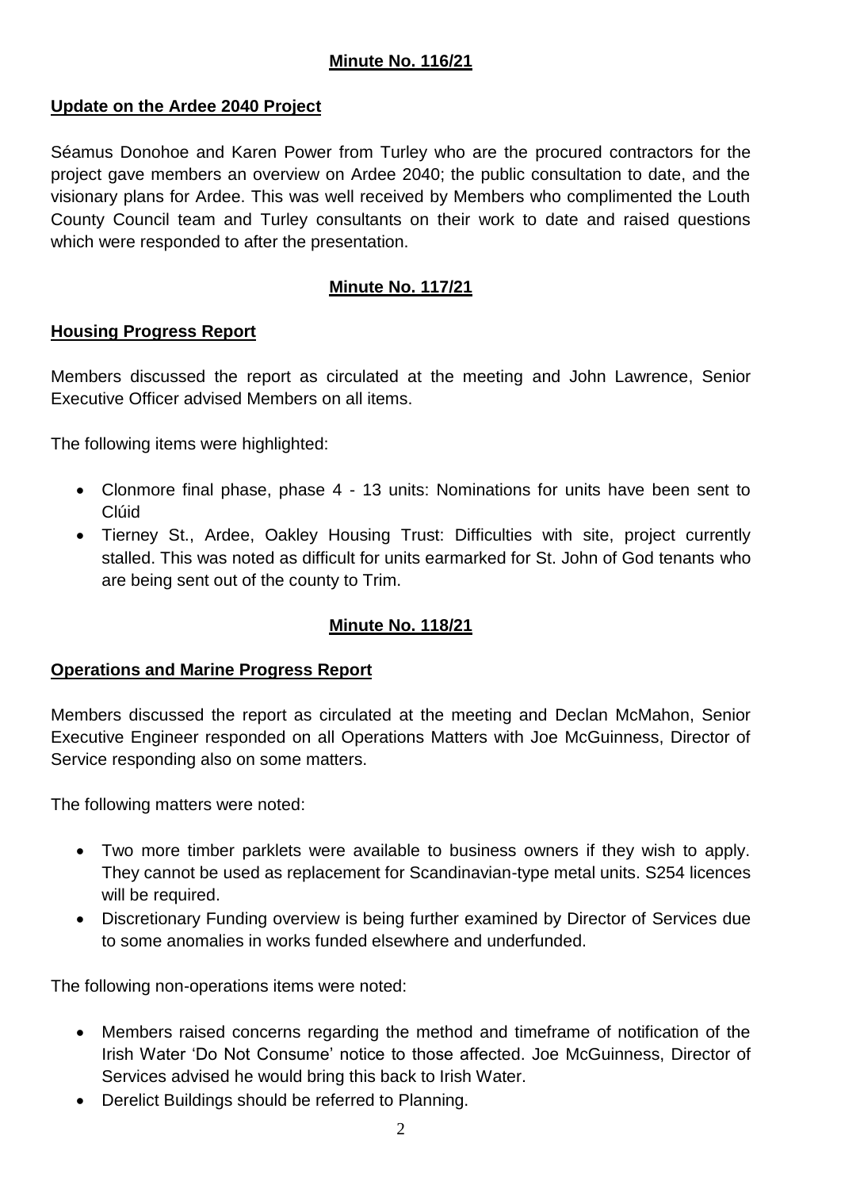## Minute No. 116/21

### Update on the Ardee 2040 Project

Séamus Donohoe and Karen Power from Turley who are the procured contractors for the project gave members an overview on Ardee 2040; the public consultation to date, and the visionary plans for Ardee. This was well received by Members who complimented the Louth County Council team and Turley consultants on their work to date and raised questions which were responded to after the presentation.

## Minute No. 117/21

### Housing Progress Report

Members discussed the report as circulated at the meeting and John Lawrence, Senior Executive Officer advised Members on all items.

The following items were highlighted:

- Clonmore final phase, phase 4 - 13 units: Nominations for units have been sent to Clúid
- Tierney St., Ardee, Oakley Housing Trust: Difficulties with site, project currently stalled. This was noted as difficult for units earmarked for St. John of God tenants who are being sent out of the county to Trim.

## Minute No. 118/21

### Operations and Marine Progress Report

Members discussed the report as circulated at the meeting and Declan McMahon, Senior Executive Engineer responded on all Operations Matters with Joe McGuinness, Director of Service responding also on some matters.

The following matters were noted:

- Two more timber parklets were available to business owners if they wish to apply. They cannot be used as replacement for Scandinavian-type metal units. S254 licences will be required.
- Discretionary Funding overview is being further examined by Director of Services due to some anomalies in works funded elsewhere and underfunded.

The following non-operations items were noted:

- Members raised concerns regarding the method and timeframe of notification of the Irish Water 'Do Not Consume' notice to those affected. Joe McGuinness, Director of Services advised he would bring this back to Irish Water.
- Derelict Buildings should be referred to Planning.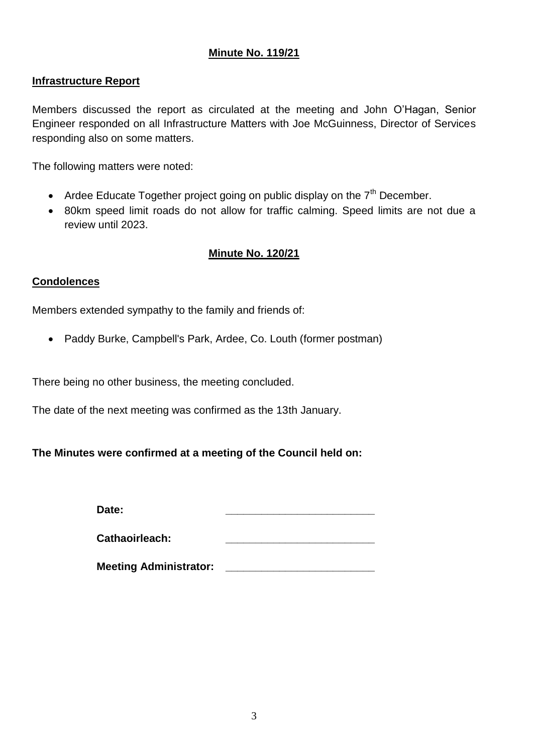**Minute No. 119/21**

**Infrastructure Report**

Members discussed the report as circulated at the meeting and John O'Hagan, Senior Engineer responded on all Infrastructure Matters with Joe McGuinness, Director of Services responding also on some matters.

The following matters were noted:

- Ardee Educate Together project going on public display on the 7th December.
- 80km speed limit roads do not allow for traffic calming. Speed limits are not due a review until 2023.

**Minute No. 120/21**

**Condolences**

Members extended sympathy to the family and friends of:

- Paddy Burke, Campbell's Park, Ardee, Co. Louth (former postman)

There being no other business, the meeting concluded.

The date of the next meeting was confirmed as the 13th January.

**The Minutes were confirmed at a meeting of the Council held on:**

**Date:** ________________________

**Cathaoirleach:** ________________________

**Meeting Administrator:** ________________________